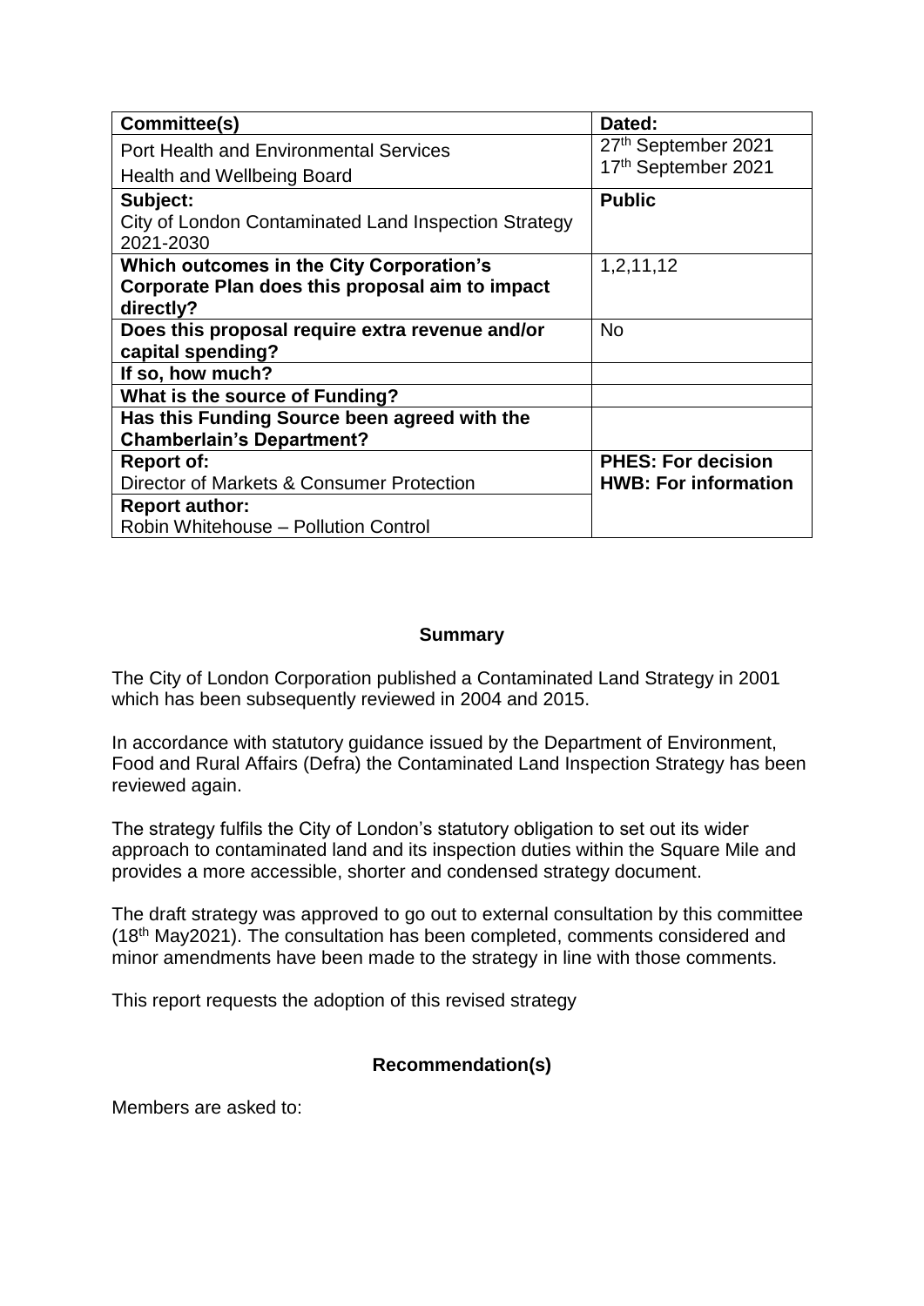| Committee(s) | Dated: |
|---|---|
| Port Health and Environmental Services<br>Health and Wellbeing Board | 27th September 2021<br>17th September 2021 |
| **Subject:**<br>City of London Contaminated Land Inspection Strategy 2021-2030 | **Public** |
| **Which outcomes in the City Corporation's Corporate Plan does this proposal aim to impact directly?** | 1,2,11,12 |
| **Does this proposal require extra revenue and/or capital spending?** | No |
| **If so, how much?** | |
| **What is the source of Funding?** | |
| **Has this Funding Source been agreed with the Chamberlain's Department?** | |
| **Report of:**<br>Director of Markets & Consumer Protection | **PHES: For decision**<br>**HWB: For information** |
| **Report author:**<br>Robin Whitehouse – Pollution Control | |

## Summary

The City of London Corporation published a Contaminated Land Strategy in 2001 which has been subsequently reviewed in 2004 and 2015.

In accordance with statutory guidance issued by the Department of Environment, Food and Rural Affairs (Defra) the Contaminated Land Inspection Strategy has been reviewed again.

The strategy fulfils the City of London's statutory obligation to set out its wider approach to contaminated land and its inspection duties within the Square Mile and provides a more accessible, shorter and condensed strategy document.

The draft strategy was approved to go out to external consultation by this committee (18th May2021). The consultation has been completed, comments considered and minor amendments have been made to the strategy in line with those comments.

This report requests the adoption of this revised strategy

## Recommendation(s)

Members are asked to: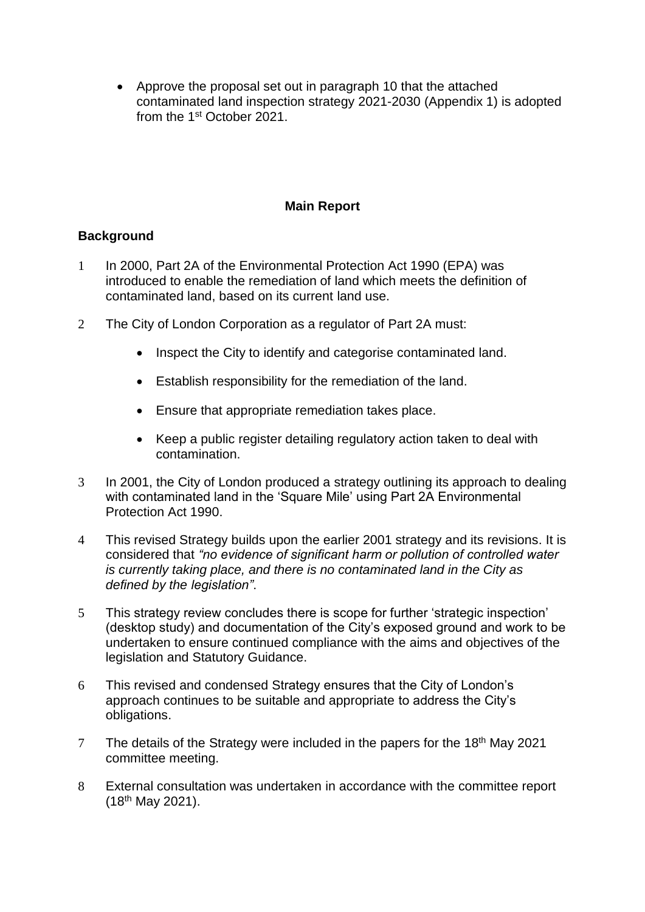- Approve the proposal set out in paragraph 10 that the attached contaminated land inspection strategy 2021-2030 (Appendix 1) is adopted from the 1st October 2021.

## Main Report

### Background

1. In 2000, Part 2A of the Environmental Protection Act 1990 (EPA) was introduced to enable the remediation of land which meets the definition of contaminated land, based on its current land use.

2. The City of London Corporation as a regulator of Part 2A must:

   - Inspect the City to identify and categorise contaminated land.
   - Establish responsibility for the remediation of the land.
   - Ensure that appropriate remediation takes place.
   - Keep a public register detailing regulatory action taken to deal with contamination.

3. In 2001, the City of London produced a strategy outlining its approach to dealing with contaminated land in the 'Square Mile' using Part 2A Environmental Protection Act 1990.

4. This revised Strategy builds upon the earlier 2001 strategy and its revisions. It is considered that *"no evidence of significant harm or pollution of controlled water is currently taking place, and there is no contaminated land in the City as defined by the legislation"*.

5. This strategy review concludes there is scope for further 'strategic inspection' (desktop study) and documentation of the City's exposed ground and work to be undertaken to ensure continued compliance with the aims and objectives of the legislation and Statutory Guidance.

6. This revised and condensed Strategy ensures that the City of London's approach continues to be suitable and appropriate to address the City's obligations.

7. The details of the Strategy were included in the papers for the 18th May 2021 committee meeting.

8. External consultation was undertaken in accordance with the committee report (18th May 2021).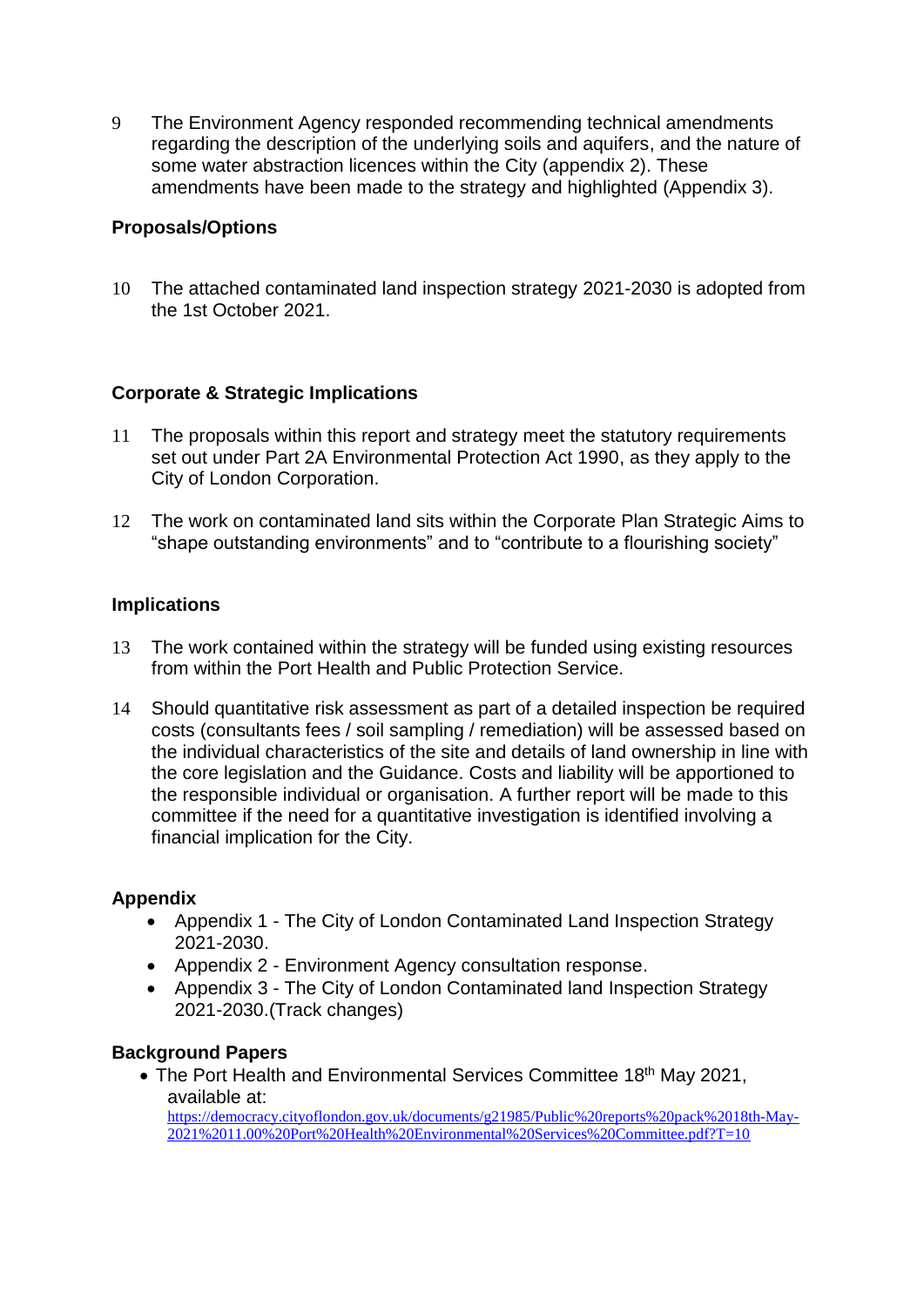9 The Environment Agency responded recommending technical amendments regarding the description of the underlying soils and aquifers, and the nature of some water abstraction licences within the City (appendix 2). These amendments have been made to the strategy and highlighted (Appendix 3).

## Proposals/Options

10 The attached contaminated land inspection strategy 2021-2030 is adopted from the 1st October 2021.

## Corporate & Strategic Implications

11 The proposals within this report and strategy meet the statutory requirements set out under Part 2A Environmental Protection Act 1990, as they apply to the City of London Corporation.

12 The work on contaminated land sits within the Corporate Plan Strategic Aims to "shape outstanding environments" and to "contribute to a flourishing society"

## Implications

13 The work contained within the strategy will be funded using existing resources from within the Port Health and Public Protection Service.

14 Should quantitative risk assessment as part of a detailed inspection be required costs (consultants fees / soil sampling / remediation) will be assessed based on the individual characteristics of the site and details of land ownership in line with the core legislation and the Guidance. Costs and liability will be apportioned to the responsible individual or organisation. A further report will be made to this committee if the need for a quantitative investigation is identified involving a financial implication for the City.

## Appendix

- Appendix 1 - The City of London Contaminated Land Inspection Strategy 2021-2030.
- Appendix 2 - Environment Agency consultation response.
- Appendix 3 - The City of London Contaminated land Inspection Strategy 2021-2030.(Track changes)

## Background Papers

- The Port Health and Environmental Services Committee 18th May 2021, available at: https://democracy.cityoflondon.gov.uk/documents/g21985/Public%20reports%20pack%2018th-May-2021%2011.00%20Port%20Health%20Environmental%20Services%20Committee.pdf?T=10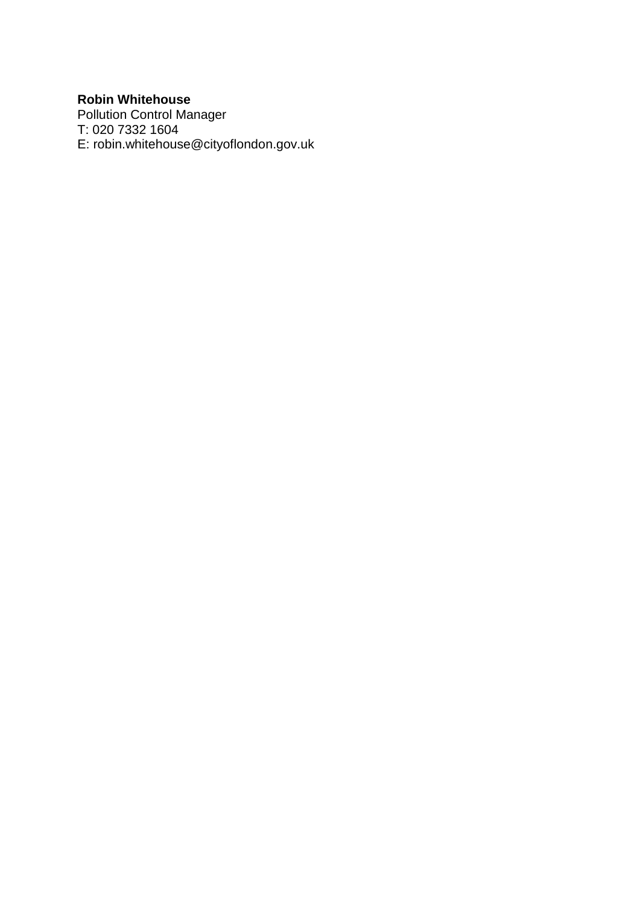**Robin Whitehouse**
Pollution Control Manager
T: 020 7332 1604
E: robin.whitehouse@cityoflondon.gov.uk